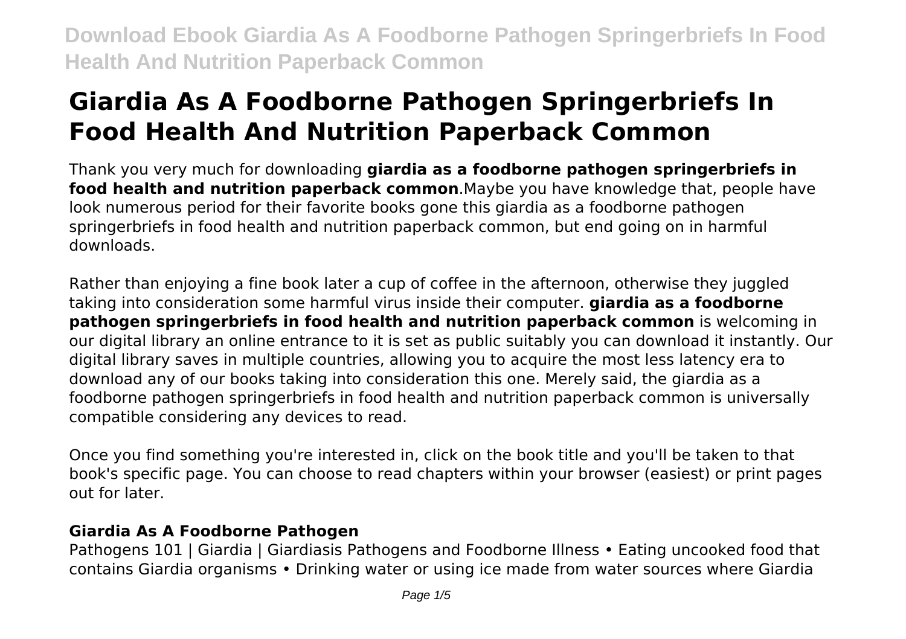# Giardia As A Foodborne Pathogen Springerbriefs In Food Health And Nutrition Paperback Common

Thank you very much for downloading **giardia as a foodborne pathogen springerbriefs in food health and nutrition paperback common**.Maybe you have knowledge that, people have look numerous period for their favorite books gone this giardia as a foodborne pathogen springerbriefs in food health and nutrition paperback common, but end going on in harmful downloads.

Rather than enjoying a fine book later a cup of coffee in the afternoon, otherwise they juggled taking into consideration some harmful virus inside their computer. **giardia as a foodborne pathogen springerbriefs in food health and nutrition paperback common** is welcoming in our digital library an online entrance to it is set as public suitably you can download it instantly. Our digital library saves in multiple countries, allowing you to acquire the most less latency era to download any of our books taking into consideration this one. Merely said, the giardia as a foodborne pathogen springerbriefs in food health and nutrition paperback common is universally compatible considering any devices to read.

Once you find something you're interested in, click on the book title and you'll be taken to that book's specific page. You can choose to read chapters within your browser (easiest) or print pages out for later.

## Giardia As A Foodborne Pathogen

Pathogens 101 | Giardia | Giardiasis Pathogens and Foodborne Illness • Eating uncooked food that contains Giardia organisms • Drinking water or using ice made from water sources where Giardia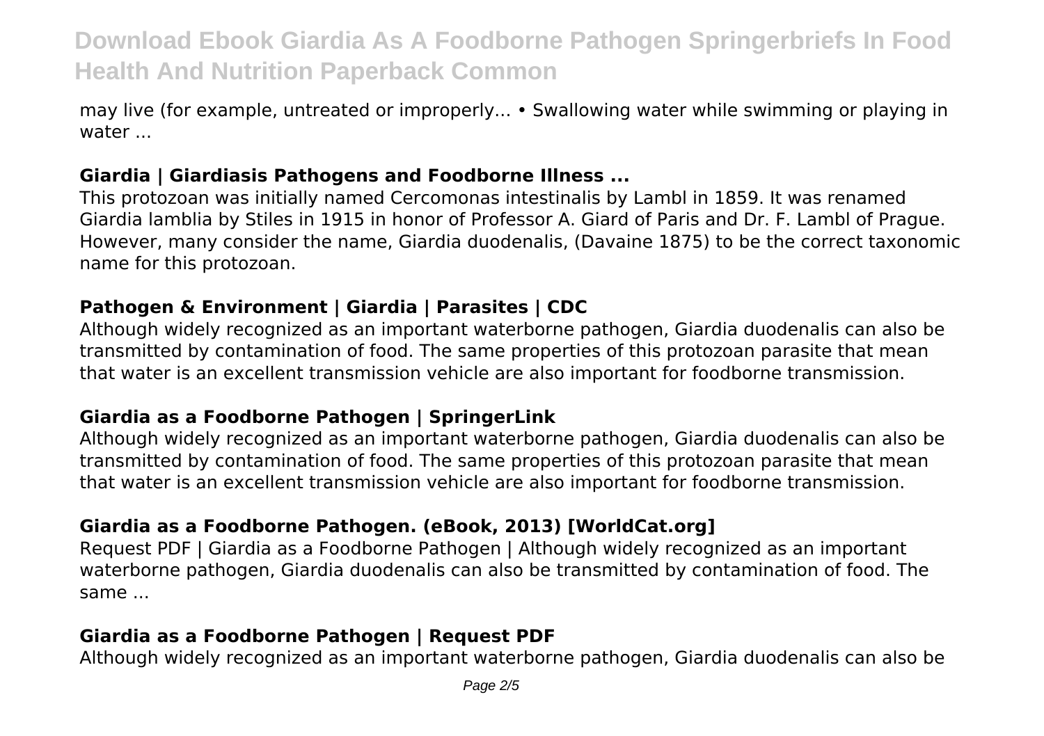may live (for example, untreated or improperly... • Swallowing water while swimming or playing in water ...

### Giardia | Giardiasis Pathogens and Foodborne Illness ...

This protozoan was initially named Cercomonas intestinalis by Lambl in 1859. It was renamed Giardia lamblia by Stiles in 1915 in honor of Professor A. Giard of Paris and Dr. F. Lambl of Prague. However, many consider the name, Giardia duodenalis, (Davaine 1875) to be the correct taxonomic name for this protozoan.

### Pathogen & Environment | Giardia | Parasites | CDC

Although widely recognized as an important waterborne pathogen, Giardia duodenalis can also be transmitted by contamination of food. The same properties of this protozoan parasite that mean that water is an excellent transmission vehicle are also important for foodborne transmission.

### Giardia as a Foodborne Pathogen | SpringerLink

Although widely recognized as an important waterborne pathogen, Giardia duodenalis can also be transmitted by contamination of food. The same properties of this protozoan parasite that mean that water is an excellent transmission vehicle are also important for foodborne transmission.

### Giardia as a Foodborne Pathogen. (eBook, 2013) [WorldCat.org]

Request PDF | Giardia as a Foodborne Pathogen | Although widely recognized as an important waterborne pathogen, Giardia duodenalis can also be transmitted by contamination of food. The same ...

### Giardia as a Foodborne Pathogen | Request PDF

Although widely recognized as an important waterborne pathogen, Giardia duodenalis can also be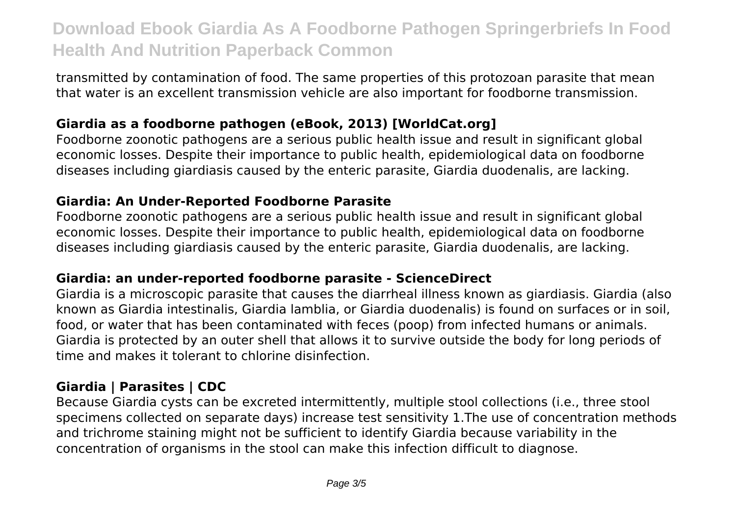transmitted by contamination of food. The same properties of this protozoan parasite that mean that water is an excellent transmission vehicle are also important for foodborne transmission.

### Giardia as a foodborne pathogen (eBook, 2013) [WorldCat.org]

Foodborne zoonotic pathogens are a serious public health issue and result in significant global economic losses. Despite their importance to public health, epidemiological data on foodborne diseases including giardiasis caused by the enteric parasite, Giardia duodenalis, are lacking.

### Giardia: An Under-Reported Foodborne Parasite

Foodborne zoonotic pathogens are a serious public health issue and result in significant global economic losses. Despite their importance to public health, epidemiological data on foodborne diseases including giardiasis caused by the enteric parasite, Giardia duodenalis, are lacking.

### Giardia: an under-reported foodborne parasite - ScienceDirect

Giardia is a microscopic parasite that causes the diarrheal illness known as giardiasis. Giardia (also known as Giardia intestinalis, Giardia lamblia, or Giardia duodenalis) is found on surfaces or in soil, food, or water that has been contaminated with feces (poop) from infected humans or animals. Giardia is protected by an outer shell that allows it to survive outside the body for long periods of time and makes it tolerant to chlorine disinfection.

### Giardia | Parasites | CDC

Because Giardia cysts can be excreted intermittently, multiple stool collections (i.e., three stool specimens collected on separate days) increase test sensitivity 1.The use of concentration methods and trichrome staining might not be sufficient to identify Giardia because variability in the concentration of organisms in the stool can make this infection difficult to diagnose.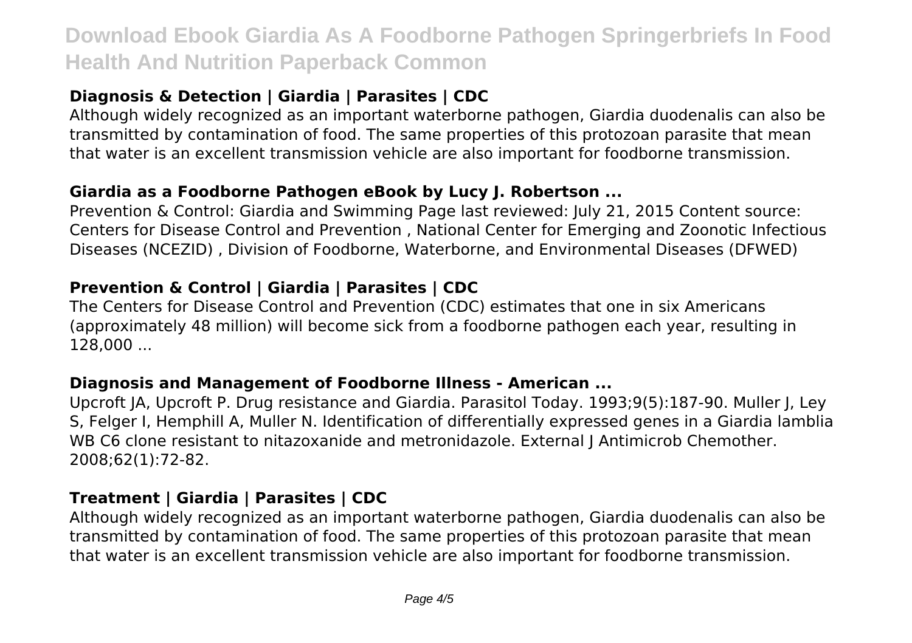### Diagnosis & Detection | Giardia | Parasites | CDC

Although widely recognized as an important waterborne pathogen, Giardia duodenalis can also be transmitted by contamination of food. The same properties of this protozoan parasite that mean that water is an excellent transmission vehicle are also important for foodborne transmission.

### Giardia as a Foodborne Pathogen eBook by Lucy J. Robertson ...

Prevention & Control: Giardia and Swimming Page last reviewed: July 21, 2015 Content source: Centers for Disease Control and Prevention , National Center for Emerging and Zoonotic Infectious Diseases (NCEZID) , Division of Foodborne, Waterborne, and Environmental Diseases (DFWED)

### Prevention & Control | Giardia | Parasites | CDC

The Centers for Disease Control and Prevention (CDC) estimates that one in six Americans (approximately 48 million) will become sick from a foodborne pathogen each year, resulting in 128,000 ...

### Diagnosis and Management of Foodborne Illness - American ...

Upcroft JA, Upcroft P. Drug resistance and Giardia. Parasitol Today. 1993;9(5):187-90. Muller J, Ley S, Felger I, Hemphill A, Muller N. Identification of differentially expressed genes in a Giardia lamblia WB C6 clone resistant to nitazoxanide and metronidazole. External J Antimicrob Chemother. 2008;62(1):72-82.

### Treatment | Giardia | Parasites | CDC

Although widely recognized as an important waterborne pathogen, Giardia duodenalis can also be transmitted by contamination of food. The same properties of this protozoan parasite that mean that water is an excellent transmission vehicle are also important for foodborne transmission.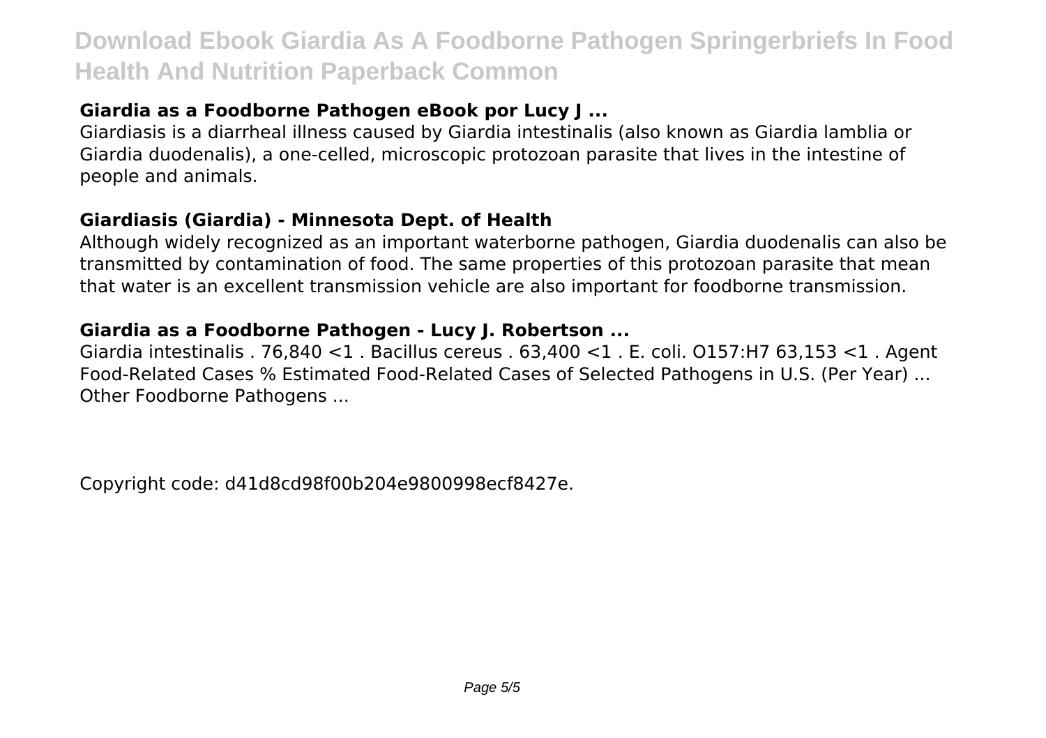### Giardia as a Foodborne Pathogen eBook por Lucy J ...

Giardiasis is a diarrheal illness caused by Giardia intestinalis (also known as Giardia lamblia or Giardia duodenalis), a one-celled, microscopic protozoan parasite that lives in the intestine of people and animals.

### Giardiasis (Giardia) - Minnesota Dept. of Health

Although widely recognized as an important waterborne pathogen, Giardia duodenalis can also be transmitted by contamination of food. The same properties of this protozoan parasite that mean that water is an excellent transmission vehicle are also important for foodborne transmission.

### Giardia as a Foodborne Pathogen - Lucy J. Robertson ...

Giardia intestinalis . 76,840 <1 . Bacillus cereus . 63,400 <1 . E. coli. O157:H7 63,153 <1 . Agent Food-Related Cases % Estimated Food-Related Cases of Selected Pathogens in U.S. (Per Year) ... Other Foodborne Pathogens ...

Copyright code: d41d8cd98f00b204e9800998ecf8427e.